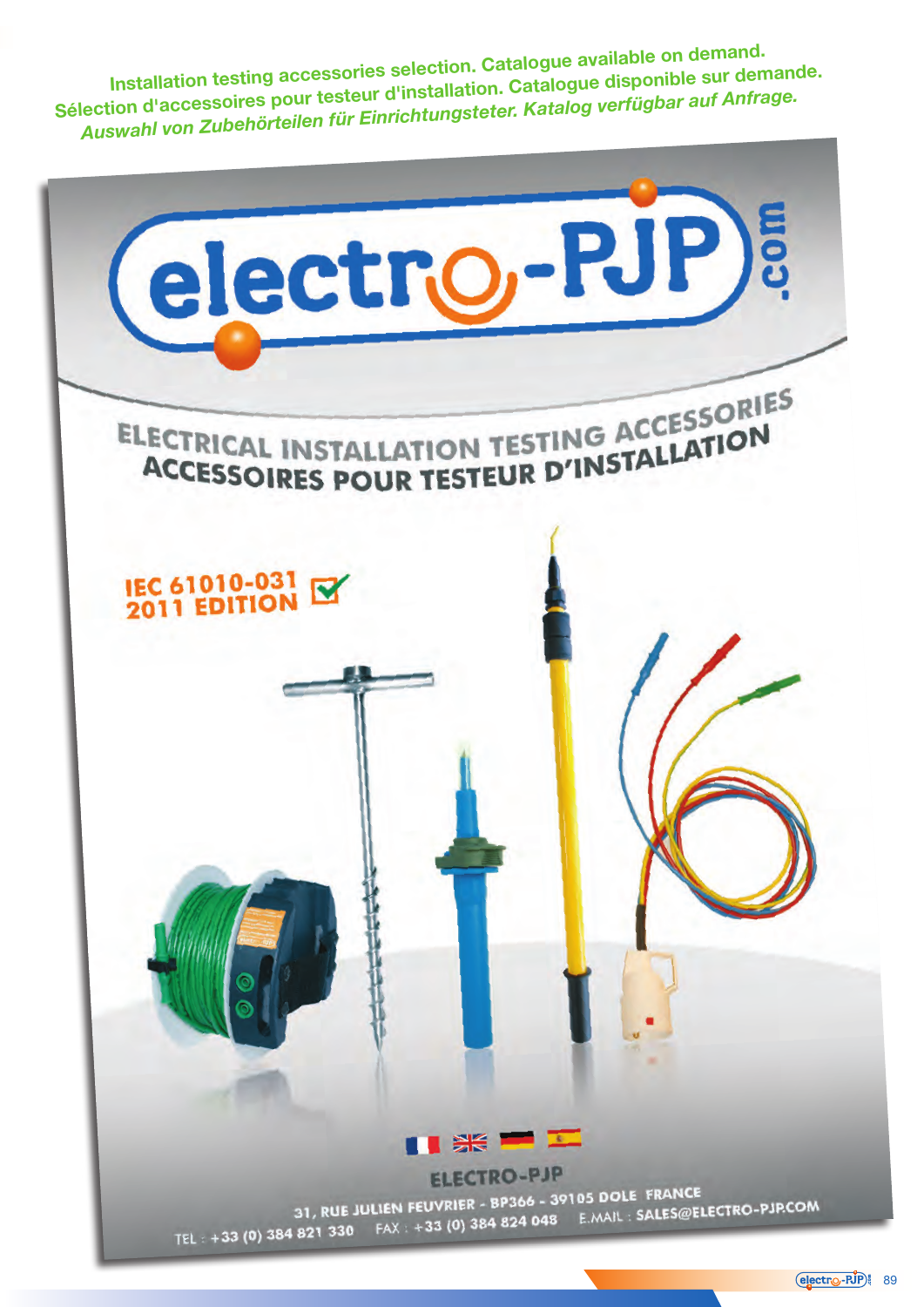Installation testing accessories selection. Catalogue available on demand.

Sélection d'accessoires pour testeur d'installation. Catalogue disponible sur demande.

*Auswahl von Zubehörteilen für Einrichtungsteter. Katalog verfügbar auf Anfrage.*

electro-PJP.com

ELECTRICAL INSTALLATION TESTING ACCESSORIES

ACCESSOIRES POUR TESTEUR D'INSTALLATION

IEC 61010-031
2011 EDITION

ELECTRO-PJP

31, RUE JULIEN FEUVRIER - BP366 - 39105 DOLE FRANCE

TEL : +33 (0) 384 821 330 FAX : +33 (0) 384 824 048 E.MAIL : SALES@ELECTRO-PJP.COM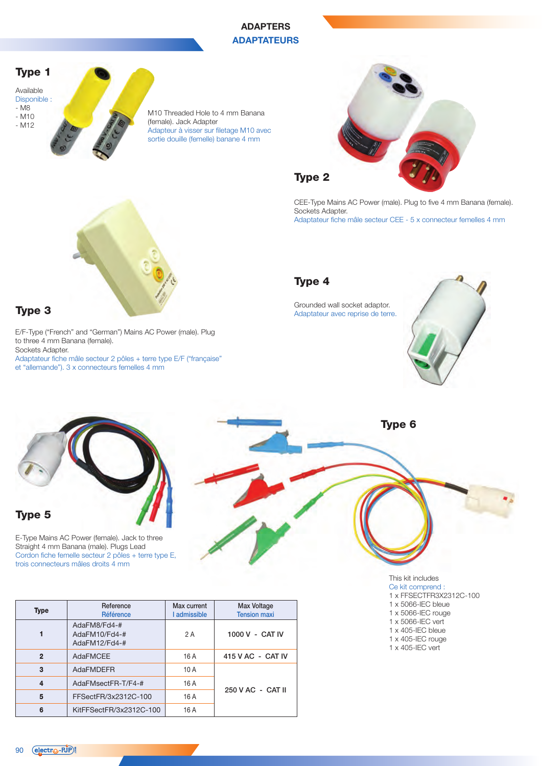# ADAPTERS
# ADAPTATEURS

## Type 1

Available
Disponible :
- M8
- M10
- M12

M10 Threaded Hole to 4 mm Banana (female). Jack Adapter
Adaptateur à visser sur filetage M10 avec sortie douille (femelle) banane 4 mm

## Type 2

CEE-Type Mains AC Power (male). Plug to five 4 mm Banana (female). Sockets Adapter.
Adaptateur fiche mâle secteur CEE - 5 x connecteur femelles 4 mm

## Type 3

E/F-Type ("French" and "German") Mains AC Power (male). Plug to three 4 mm Banana (female).
Sockets Adapter.
Adaptateur fiche mâle secteur 2 pôles + terre type E/F ("française" et "allemande"). 3 x connecteurs femelles 4 mm

## Type 4

Grounded wall socket adaptor.
Adaptateur avec reprise de terre.

## Type 5

E-Type Mains AC Power (female). Jack to three Straight 4 mm Banana (male). Plugs Lead
Cordon fiche femelle secteur 2 pôles + terre type E, trois connecteurs mâles droits 4 mm

## Type 6

This kit includes
Ce kit comprend :
1 x FFSECTFR3X2312C-100
1 x 5066-IEC bleue
1 x 5066-IEC rouge
1 x 5066-IEC vert
1 x 405-IEC bleue
1 x 405-IEC rouge
1 x 405-IEC vert

| Type | Reference / Référence | Max current / I admissible | Max Voltage / Tension maxi |
|---|---|---|---|
| 1 | AdaFM8/Fd4-# <br> AdaFM10/Fd4-# <br> AdaFM12/Fd4-# | 2 A | 1000 V - CAT IV |
| 2 | AdaFMCEE | 16 A | 415 V AC - CAT IV |
| 3 | AdaFMDEFR | 10 A | 250 V AC - CAT II |
| 4 | AdaFMsectFR-T/F4-# | 16 A | 250 V AC - CAT II |
| 5 | FFSectFR/3x2312C-100 | 16 A | 250 V AC - CAT II |
| 6 | KitFFSectFR/3x2312C-100 | 16 A | 250 V AC - CAT II |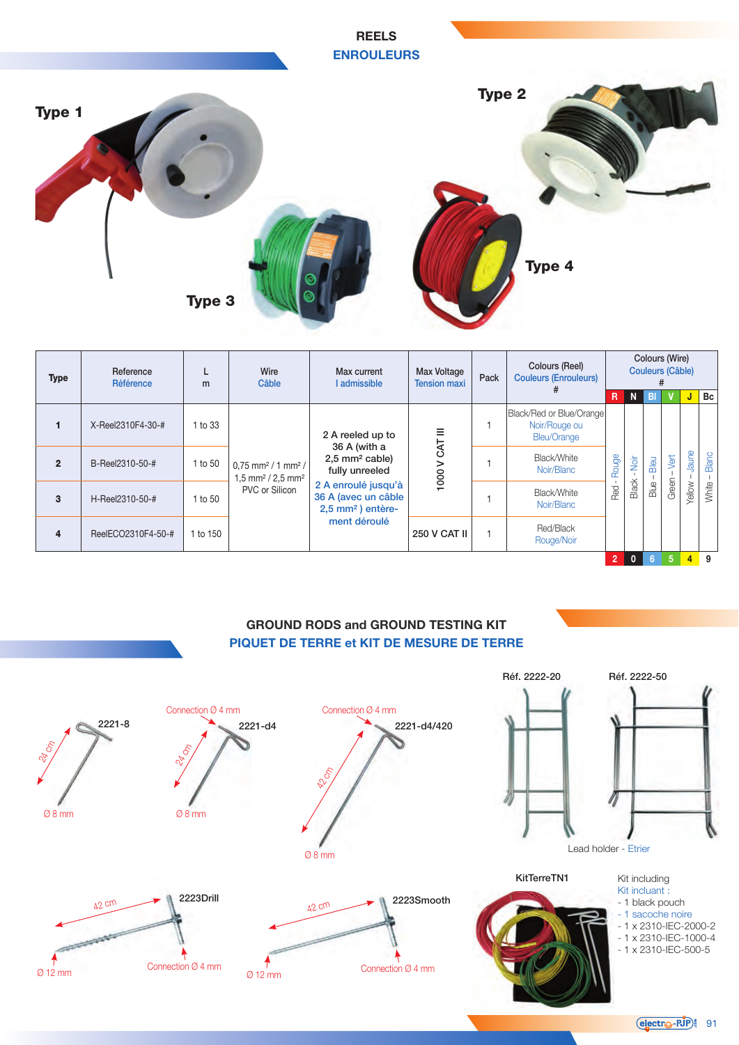## REELS
## ENROULEURS

Type 1

Type 2

Type 3

Type 4

| Type | Reference Référence | L m | Wire Câble | Max current I admissible | Max Voltage Tension maxi | Pack | Colours (Reel) Couleurs (Enrouleurs) # | Colours (Wire) Couleurs (Câble) # | | | | | |
|---|---|---|---|---|---|---|---|---|---|---|---|---|---|
| | | | | | | | | R | N | Bl | V | J | Bc |
| 1 | X-Reel2310F4-30-# | 1 to 33 | 0,75 mm² / 1 mm² / 1,5 mm² / 2,5 mm² PVC or Silicon | 2 A reeled up to 36 A (with a 2,5 mm² cable) fully unreeled 2 A enroulé jusqu'à 36 A (avec un câble 2,5 mm²) entèrement déroulé | 1000 V CAT III | 1 | Black/Red or Blue/Orange Noir/Rouge ou Bleu/Orange | Red - Rouge | Black - Noir | Blue – Bleu | Green – Vert | Yellow – Jaune | White – Blanc |
| 2 | B-Reel2310-50-# | 1 to 50 | | | | 1 | Black/White Noir/Blanc | | | | | | |
| 3 | H-Reel2310-50-# | 1 to 50 | | | | 1 | Black/White Noir/Blanc | | | | | | |
| 4 | ReelECO2310F4-50-# | 1 to 150 | | | 250 V CAT II | 1 | Red/Black Rouge/Noir | | | | | | |
| | | | | | | | | 2 | 0 | 6 | 5 | 4 | 9 |

## GROUND RODS and GROUND TESTING KIT
## PIQUET DE TERRE et KIT DE MESURE DE TERRE

**2221-8** – 24 cm – Ø 8 mm

**2221-d4** – Connection Ø 4 mm – 24 cm – Ø 8 mm

**2221-d4/420** – Connection Ø 4 mm – 42 cm – Ø 8 mm

**Réf. 2222-20**

**Réf. 2222-50**

Lead holder - Etrier

**2223Drill** – 42 cm – Ø 12 mm – Connection Ø 4 mm

**2223Smooth** – 42 cm – Ø 12 mm – Connection Ø 4 mm

**KitTerreTN1**

Kit including
Kit incluant :
- 1 black pouch
- 1 sacoche noire
- 1 x 2310-IEC-2000-2
- 1 x 2310-IEC-1000-4
- 1 x 2310-IEC-500-5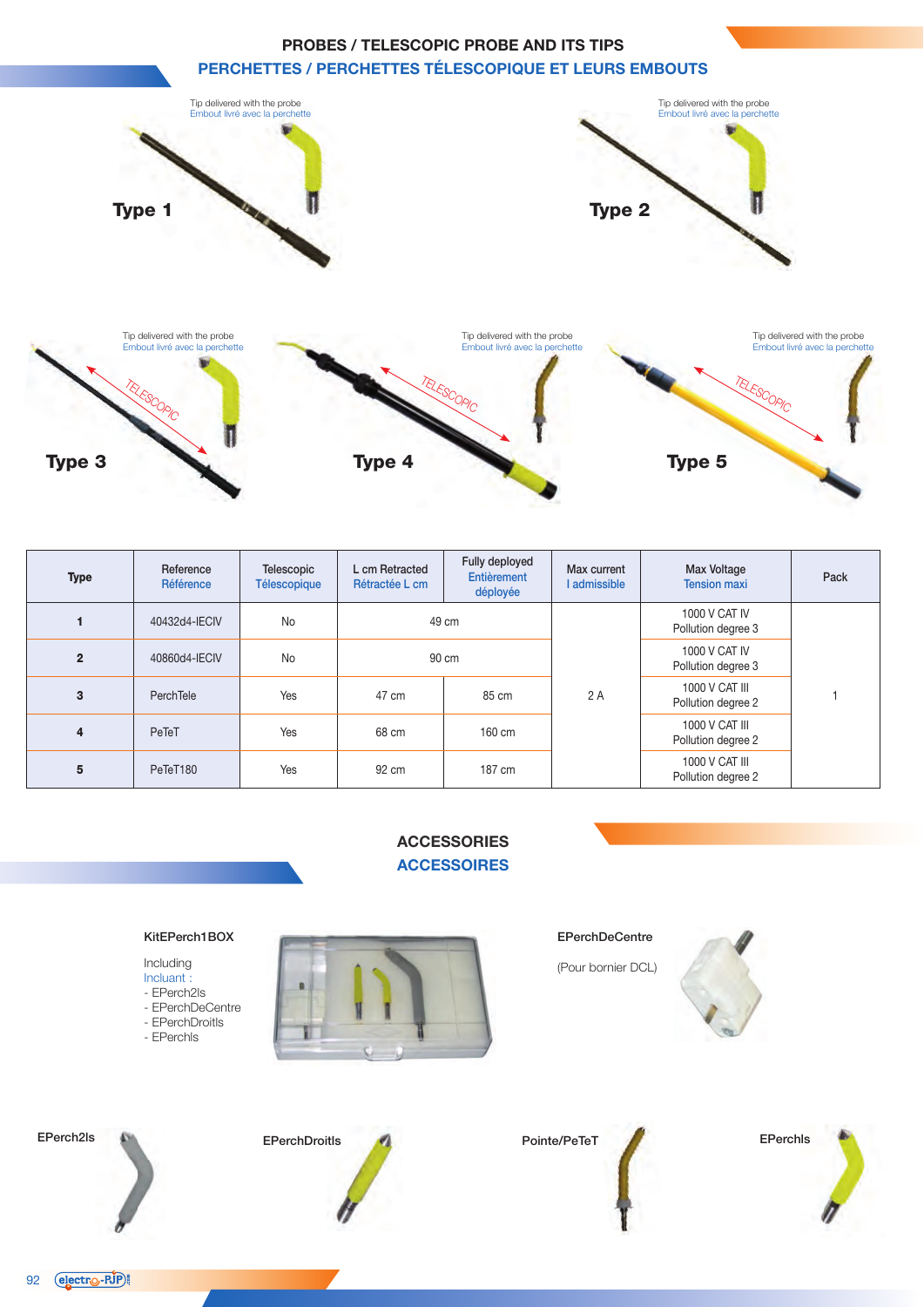# PROBES / TELESCOPIC PROBE AND ITS TIPS
## PERCHETTES / PERCHETTES TÉLESCOPIQUE ET LEURS EMBOUTS

**Type 1**

Tip delivered with the probe
Embout livré avec la perchette

**Type 2**

Tip delivered with the probe
Embout livré avec la perchette

**Type 3**

Tip delivered with the probe
Embout livré avec la perchette

TELESCOPIC

**Type 4**

Tip delivered with the probe
Embout livré avec la perchette

TELESCOPIC

**Type 5**

Tip delivered with the probe
Embout livré avec la perchette

TELESCOPIC

| Type | Reference Référence | Telescopic Télescopique | L cm Retracted Rétractée L cm | Fully deployed Entièrement déployée | Max current I admissible | Max Voltage Tension maxi | Pack |
|---|---|---|---|---|---|---|---|
| 1 | 40432d4-IECIV | No | 49 cm | | 2 A | 1000 V CAT IV Pollution degree 3 | 1 |
| 2 | 40860d4-IECIV | No | 90 cm | | | 1000 V CAT IV Pollution degree 3 | |
| 3 | PerchTele | Yes | 47 cm | 85 cm | | 1000 V CAT III Pollution degree 2 | |
| 4 | PeTeT | Yes | 68 cm | 160 cm | | 1000 V CAT III Pollution degree 2 | |
| 5 | PeTeT180 | Yes | 92 cm | 187 cm | | 1000 V CAT III Pollution degree 2 | |

## ACCESSORIES
## ACCESSOIRES

**KitEPerch1BOX**

Including
Incluant :
- EPerch2Is
- EPerchDeCentre
- EPerchDroitIs
- EPerchIs

**EPerchDeCentre**

(Pour bornier DCL)

**EPerch2Is**

**EPerchDroitIs**

**Pointe/PeTeT**

**EPerchIs**